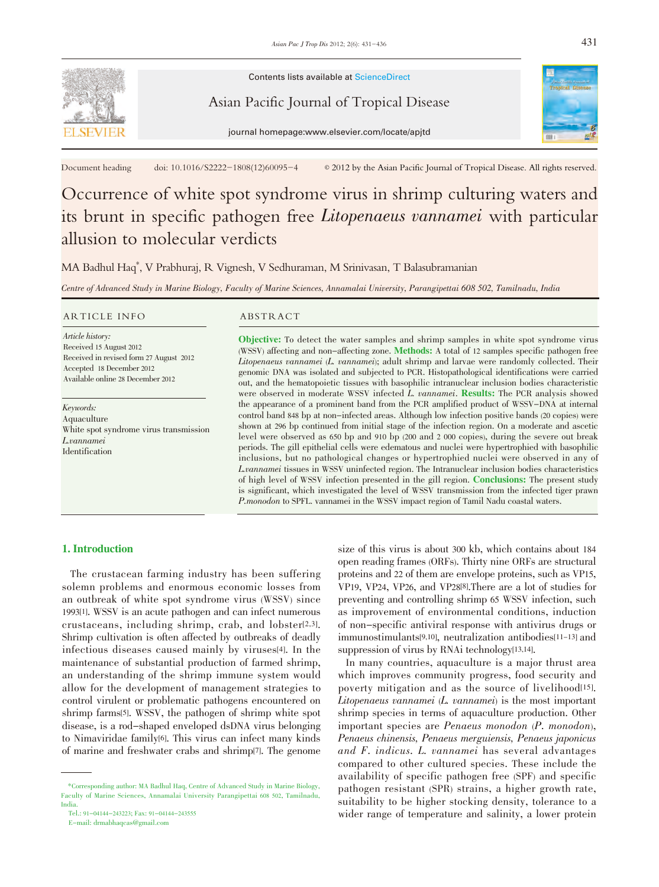Contents lists available at ScienceDirect

Asian Pacific Journal of Tropical Disease

journal homepage:www.elsevier.com/locate/apjtd

Document heading doi: 10.1016/S2222-1808(12)60095-4 © 2012 by the Asian Pacific Journal of Tropical Disease. All rights reserved.

# Occurrence of white spot syndrome virus in shrimp culturing waters and its brunt in specific pathogen free *Litopenaeus vannamei* with particular allusion to molecular verdicts

MA Badhul Haq*, V Prabhuraj, R Vignesh, V Sedhuraman, M Srinivasan, T Balasubramanian

*Centre of Advanced Study in Marine Biology, Faculty of Marine Sciences, Annamalai University, Parangipettai 608 502, Tamilnadu, India*

## ARTICLE INFO

*Article history:*
Received 15 August 2012
Received in revised form 27 August 2012
Accepted 18 December 2012
Available online 28 December 2012

*Keywords:*
Aquaculture
White spot syndrome virus transmission
*L.vannamei*
Identification

## ABSTRACT

**Objective:** To detect the water samples and shrimp samples in white spot syndrome virus (WSSV) affecting and non-affecting zone. **Methods:** A total of 12 samples specific pathogen free *Litopenaeus vannamei* (*L. vannamei*); adult shrimp and larvae were randomly collected. Their genomic DNA was isolated and subjected to PCR. Histopathological identifications were carried out, and the hematopoietic tissues with basophilic intranuclear inclusion bodies characteristic were observed in moderate WSSV infected *L. vannamei*. **Results:** The PCR analysis showed the appearance of a prominent band from the PCR amplified product of WSSV-DNA at internal control band 848 bp at non-infected areas. Although low infection positive bands (20 copies) were shown at 296 bp continued from initial stage of the infection region. On a moderate and ascetic level were observed as 650 bp and 910 bp (200 and 2 000 copies), during the severe out break periods. The gill epithelial cells were edematous and nuclei were hypertrophied with basophilic inclusions, but no pathological changes or hypertrophied nuclei were observed in any of *L.vannamei* tissues in WSSV uninfected region. The Intranuclear inclusion bodies characteristics of high level of WSSV infection presented in the gill region. **Conclusions:** The present study is significant, which investigated the level of WSSV transmission from the infected tiger prawn *P.monodon* to SPF*L. vannamei* in the WSSV impact region of Tamil Nadu coastal waters.

## 1. Introduction

The crustacean farming industry has been suffering solemn problems and enormous economic losses from an outbreak of white spot syndrome virus (WSSV) since 1993[1]. WSSV is an acute pathogen and can infect numerous crustaceans, including shrimp, crab, and lobster[2,3]. Shrimp cultivation is often affected by outbreaks of deadly infectious diseases caused mainly by viruses[4]. In the maintenance of substantial production of farmed shrimp, an understanding of the shrimp immune system would allow for the development of management strategies to control virulent or problematic pathogens encountered on shrimp farms[5]. WSSV, the pathogen of shrimp white spot disease, is a rod-shaped enveloped dsDNA virus belonging to Nimaviridae family[6]. This virus can infect many kinds of marine and freshwater crabs and shrimp[7]. The genome size of this virus is about 300 kb, which contains about 184 open reading frames (ORFs). Thirty nine ORFs are structural proteins and 22 of them are envelope proteins, such as VP15, VP19, VP24, VP26, and VP28[8].There are a lot of studies for preventing and controlling shrimp 65 WSSV infection, such as improvement of environmental conditions, induction of non-specific antiviral response with antivirus drugs or immunostimulants[9,10], neutralization antibodies[11-13] and suppression of virus by RNAi technology[13,14].

In many countries, aquaculture is a major thrust area which improves community progress, food security and poverty mitigation and as the source of livelihood[15]. *Litopenaeus vannamei* (*L. vannamei*) is the most important shrimp species in terms of aquaculture production. Other important species are *Penaeus monodon* (*P. monodon*), *Penaeus chinensis, Penaeus merguiensis, Penaeus japonicus and F. indicus*. *L. vannamei* has several advantages compared to other cultured species. These include the availability of specific pathogen free (SPF) and specific pathogen resistant (SPR) strains, a higher growth rate, suitability to be higher stocking density, tolerance to a wider range of temperature and salinity, a lower protein

*Corresponding author: MA Badhul Haq, Centre of Advanced Study in Marine Biology, Faculty of Marine Sciences, Annamalai University Parangipettai 608 502, Tamilnadu, India.
Tel.: 91-04144-243223; Fax: 91-04144-243555
E-mail: drmabhaqcas@gmail.com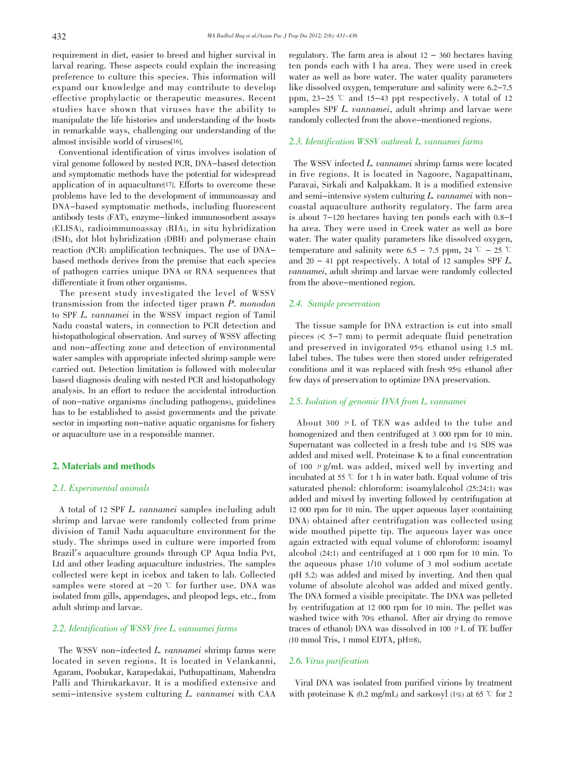requirement in diet, easier to breed and higher survival in larval rearing. These aspects could explain the increasing preference to culture this species. This information will expand our knowledge and may contribute to develop effective prophylactic or therapeutic measures. Recent studies have shown that viruses have the ability to manipulate the life histories and understanding of the hosts in remarkable ways, challenging our understanding of the almost invisible world of viruses[16].

Conventional identification of virus involves isolation of viral genome followed by nested PCR, DNA-based detection and symptomatic methods have the potential for widespread application of in aquaculture[17]. Efforts to overcome these problems have led to the development of immunoassay and DNA-based symptomatic methods, including fluorescent antibody tests (FAT), enzyme-linked immunosorbent assays (ELISA), radioimmunoassay (RIA), in situ hybridization (ISH), dot blot hybridization (DBH) and polymerase chain reaction (PCR) amplification techniques. The use of DNA-based methods derives from the premise that each species of pathogen carries unique DNA or RNA sequences that differentiate it from other organisms.

The present study investigated the level of WSSV transmission from the infected tiger prawn *P. monodon* to SPF *L. vannamei* in the WSSV impact region of Tamil Nadu coastal waters, in connection to PCR detection and histopathological observation. And survey of WSSV affecting and non-affecting zone and detection of environmental water samples with appropriate infected shrimp sample were carried out. Detection limitation is followed with molecular based diagnosis dealing with nested PCR and histopathology analysis. In an effort to reduce the accidental introduction of non-native organisms (including pathogens), guidelines has to be established to assist governments and the private sector in importing non-native aquatic organisms for fishery or aquaculture use in a responsible manner.

## 2. Materials and methods

### 2.1. Experimental animals

A total of 12 SPF *L. vannamei* samples including adult shrimp and larvae were randomly collected from prime division of Tamil Nadu aquaculture environment for the study. The shrimps used in culture were imported from Brazil's aquaculture grounds through CP Aqua India Pvt, Ltd and other leading aquaculture industries. The samples collected were kept in icebox and taken to lab. Collected samples were stored at −20 ℃ for further use. DNA was isolated from gills, appendages, and pleopod legs, etc., from adult shrimp and larvae.

### 2.2. Identification of WSSV free L. vannamei farms

The WSSV non-infected *L. vannamei* shrimp farms were located in seven regions. It is located in Velankanni, Agaram, Poobukar, Karapedakai, Puthupattinam, Mahendra Palli and Thirukarkavur. It is a modified extensive and semi-intensive system culturing *L. vannamei* with CAA regulatory. The farm area is about 12 − 360 hectares having ten ponds each with I ha area. They were used in creek water as well as bore water. The water quality parameters like dissolved oxygen, temperature and salinity were 6.2–7.5 ppm, 23–25 ℃ and 15–43 ppt respectively. A total of 12 samples SPF *L. vannamei*, adult shrimp and larvae were randomly collected from the above-mentioned regions.

### 2.3. Identification WSSV outbreak L. vannamei farms

The WSSV infected *L. vannamei* shrimp farms were located in five regions. It is located in Nagoore, Nagapattinam, Paravai, Sirkali and Kalpakkam. It is a modified extensive and semi-intensive system culturing *L. vannamei* with non-coastal aquaculture authority regulatory. The farm area is about 7–120 hectares having ten ponds each with 0.8–I ha area. They were used in Creek water as well as bore water. The water quality parameters like dissolved oxygen, temperature and salinity were 6.5 − 7.5 ppm, 24 ℃ − 25 ℃ and 20 − 41 ppt respectively. A total of 12 samples SPF *L. vannamei*, adult shrimp and larvae were randomly collected from the above-mentioned region.

### 2.4. Sample preservation

The tissue sample for DNA extraction is cut into small pieces (< 5–7 mm) to permit adequate fluid penetration and preserved in invigorated 95% ethanol using 1.5 mL label tubes. The tubes were then stored under refrigerated conditions and it was replaced with fresh 95% ethanol after few days of preservation to optimize DNA preservation.

### 2.5. Isolation of genomic DNA from L. vannamei

About 300 μL of TEN was added to the tube and homogenized and then centrifuged at 3 000 rpm for 10 min. Supernatant was collected in a fresh tube and 1% SDS was added and mixed well. Proteinase K to a final concentration of 100 μg/mL was added, mixed well by inverting and incubated at 55 ℃ for 1 h in water bath. Equal volume of tris saturated phenol: chloroform: isoamylalcohol (25:24:1) was added and mixed by inverting followed by centrifugation at 12 000 rpm for 10 min. The upper aqueous layer (containing DNA) obtained after centrifugation was collected using wide mouthed pipette tip. The aqueous layer was once again extracted with equal volume of chloroform: isoamyl alcohol (24:1) and centrifuged at 1 000 rpm for 10 min. To the aqueous phase 1/10 volume of 3 mol sodium acetate (pH 5.2) was added and mixed by inverting. And then qual volume of absolute alcohol was added and mixed gently. The DNA formed a visible precipitate. The DNA was pelleted by centrifugation at 12 000 rpm for 10 min. The pellet was washed twice with 70% ethanol. After air drying (to remove traces of ethanol) DNA was dissolved in 100 μL of TE buffer (10 mmol Tris, 1 mmol EDTA, pH=8).

### 2.6. Virus purification

Viral DNA was isolated from purified virions by treatment with proteinase K (0.2 mg/mL) and sarkosyl (1%) at 65 ℃ for 2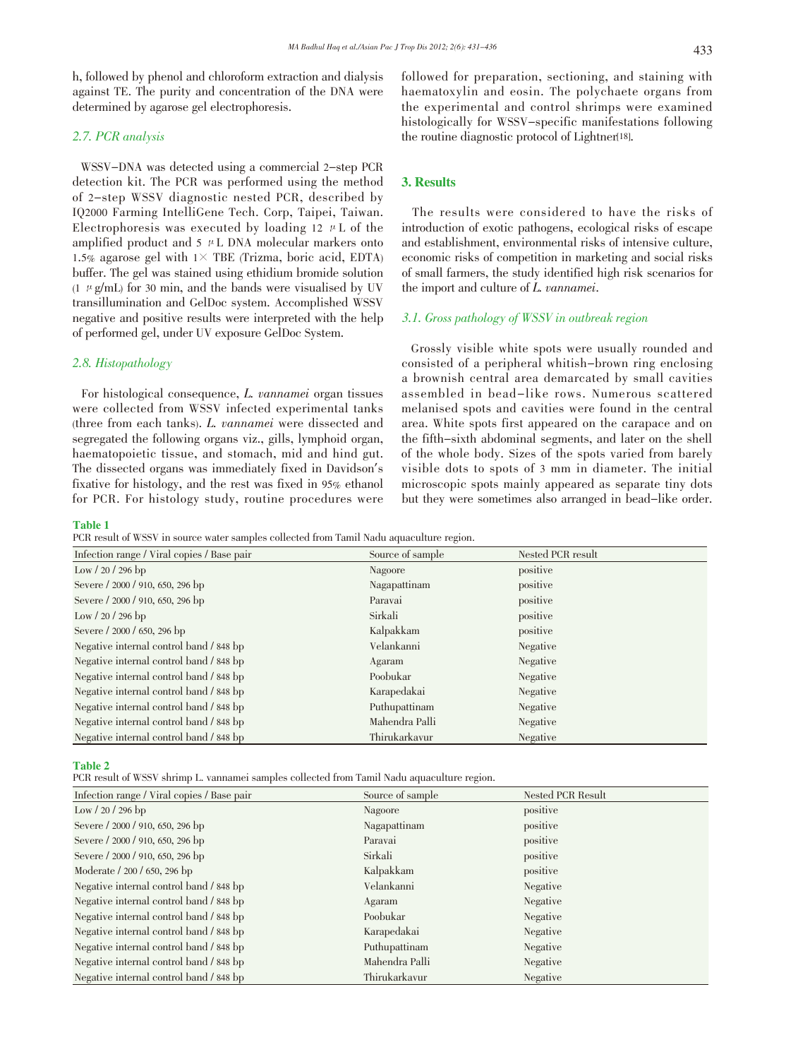h, followed by phenol and chloroform extraction and dialysis against TE. The purity and concentration of the DNA were determined by agarose gel electrophoresis.

### 2.7. PCR analysis

WSSV-DNA was detected using a commercial 2-step PCR detection kit. The PCR was performed using the method of 2-step WSSV diagnostic nested PCR, described by IQ2000 Farming IntelliGene Tech. Corp, Taipei, Taiwan. Electrophoresis was executed by loading 12 μL of the amplified product and 5 μL DNA molecular markers onto 1.5% agarose gel with 1× TBE (Trizma, boric acid, EDTA) buffer. The gel was stained using ethidium bromide solution (1 μg/mL) for 30 min, and the bands were visualised by UV transillumination and GelDoc system. Accomplished WSSV negative and positive results were interpreted with the help of performed gel, under UV exposure GelDoc System.

### 2.8. Histopathology

For histological consequence, *L. vannamei* organ tissues were collected from WSSV infected experimental tanks (three from each tanks). *L. vannamei* were dissected and segregated the following organs viz., gills, lymphoid organ, haematopoietic tissue, and stomach, mid and hind gut. The dissected organs was immediately fixed in Davidson's fixative for histology, and the rest was fixed in 95% ethanol for PCR. For histology study, routine procedures were followed for preparation, sectioning, and staining with haematoxylin and eosin. The polychaete organs from the experimental and control shrimps were examined histologically for WSSV-specific manifestations following the routine diagnostic protocol of Lightner[18].

## 3. Results

The results were considered to have the risks of introduction of exotic pathogens, ecological risks of escape and establishment, environmental risks of intensive culture, economic risks of competition in marketing and social risks of small farmers, the study identified high risk scenarios for the import and culture of *L. vannamei*.

### 3.1. Gross pathology of WSSV in outbreak region

Grossly visible white spots were usually rounded and consisted of a peripheral whitish-brown ring enclosing a brownish central area demarcated by small cavities assembled in bead-like rows. Numerous scattered melanised spots and cavities were found in the central area. White spots first appeared on the carapace and on the fifth-sixth abdominal segments, and later on the shell of the whole body. Sizes of the spots varied from barely visible dots to spots of 3 mm in diameter. The initial microscopic spots mainly appeared as separate tiny dots but they were sometimes also arranged in bead-like order.

**Table 1**

PCR result of WSSV in source water samples collected from Tamil Nadu aquaculture region.

| Infection range / Viral copies / Base pair | Source of sample | Nested PCR result |
|---|---|---|
| Low / 20 / 296 bp | Nagoore | positive |
| Severe / 2000 / 910, 650, 296 bp | Nagapattinam | positive |
| Severe / 2000 / 910, 650, 296 bp | Paravai | positive |
| Low / 20 / 296 bp | Sirkali | positive |
| Severe / 2000 / 650, 296 bp | Kalpakkam | positive |
| Negative internal control band / 848 bp | Velankanni | Negative |
| Negative internal control band / 848 bp | Agaram | Negative |
| Negative internal control band / 848 bp | Poobukar | Negative |
| Negative internal control band / 848 bp | Karapedakai | Negative |
| Negative internal control band / 848 bp | Puthupattinam | Negative |
| Negative internal control band / 848 bp | Mahendra Palli | Negative |
| Negative internal control band / 848 bp | Thirukarkavur | Negative |

**Table 2**

PCR result of WSSV shrimp L. vannamei samples collected from Tamil Nadu aquaculture region.

| Infection range / Viral copies / Base pair | Source of sample | Nested PCR Result |
|---|---|---|
| Low / 20 / 296 bp | Nagoore | positive |
| Severe / 2000 / 910, 650, 296 bp | Nagapattinam | positive |
| Severe / 2000 / 910, 650, 296 bp | Paravai | positive |
| Severe / 2000 / 910, 650, 296 bp | Sirkali | positive |
| Moderate / 200 / 650, 296 bp | Kalpakkam | positive |
| Negative internal control band / 848 bp | Velankanni | Negative |
| Negative internal control band / 848 bp | Agaram | Negative |
| Negative internal control band / 848 bp | Poobukar | Negative |
| Negative internal control band / 848 bp | Karapedakai | Negative |
| Negative internal control band / 848 bp | Puthupattinam | Negative |
| Negative internal control band / 848 bp | Mahendra Palli | Negative |
| Negative internal control band / 848 bp | Thirukarkavur | Negative |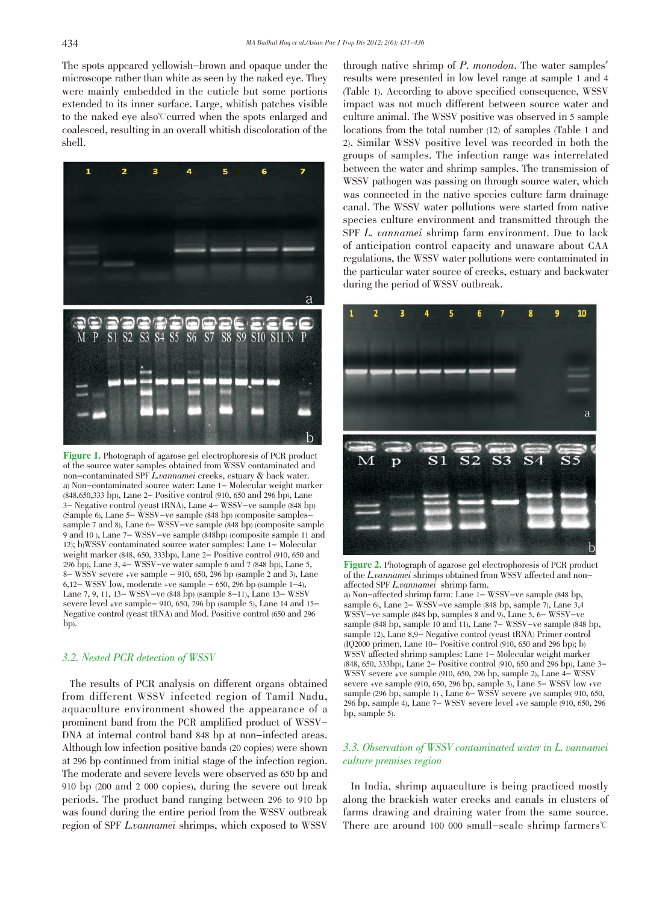The spots appeared yellowish–brown and opaque under the microscope rather than white as seen by the naked eye. They were mainly embedded in the cuticle but some portions extended to its inner surface. Large, whitish patches visible to the naked eye also℃curred when the spots enlarged and coalesced, resulting in an overall whitish discoloration of the shell.

**Figure 1.** Photograph of agarose gel electrophoresis of PCR product of the source water samples obtained from WSSV contaminated and non–contaminated SPF *L.vannamei* creeks, estuary & back water.
a) Non–contaminated source water: Lane 1– Molecular weight marker (848,650,333 bp), Lane 2– Positive control (910, 650 and 296 bp), Lane 3– Negative control (yeast tRNA), Lane 4– WSSV–ve sample (848 bp) (Sample 6), Lane 5– WSSV–ve sample (848 bp) (composite samples–sample 7 and 8), Lane 6– WSSV–ve sample (848 bp) (composite sample 9 and 10 ), Lane 7– WSSV–ve sample (848bp) (composite sample 11 and 12); b)WSSV contaminated source water samples: Lane 1– Molecular weight marker (848, 650, 333bp), Lane 2– Positive control (910, 650 and 296 bp), Lane 3, 4– WSSV–ve water sample 6 and 7 (848 bp), Lane 5, 8– WSSV severe +ve sample – 910, 650, 296 bp (sample 2 and 3), Lane 6,12– WSSV low, moderate +ve sample – 650, 296 bp (sample 1–4), Lane 7, 9, 11, 13– WSSV–ve (848 bp) (sample 8–11), Lane 13– WSSV severe level +ve sample– 910, 650, 296 bp (sample 5), Lane 14 and 15– Negative control (yeast tRNA) and Mod. Positive control (650 and 296 bp).

### 3.2. Nested PCR detection of WSSV

The results of PCR analysis on different organs obtained from different WSSV infected region of Tamil Nadu, aquaculture environment showed the appearance of a prominent band from the PCR amplified product of WSSV–DNA at internal control band 848 bp at non–infected areas. Although low infection positive bands (20 copies) were shown at 296 bp continued from initial stage of the infection region. The moderate and severe levels were observed as 650 bp and 910 bp (200 and 2 000 copies), during the severe out break periods. The product band ranging between 296 to 910 bp was found during the entire period from the WSSV outbreak region of SPF *L.vannamei* shrimps, which exposed to WSSV through native shrimp of *P. monodon*. The water samples' results were presented in low level range at sample 1 and 4 (Table 1). According to above specified consequence, WSSV impact was not much different between source water and culture animal. The WSSV positive was observed in 5 sample locations from the total number (12) of samples (Table 1 and 2). Similar WSSV positive level was recorded in both the groups of samples. The infection range was interrelated between the water and shrimp samples. The transmission of WSSV pathogen was passing on through source water, which was connected in the native species culture farm drainage canal. The WSSV water pollutions were started from native species culture environment and transmitted through the SPF *L. vannamei* shrimp farm environment. Due to lack of anticipation control capacity and unaware about CAA regulations, the WSSV water pollutions were contaminated in the particular water source of creeks, estuary and backwater during the period of WSSV outbreak.

**Figure 2.** Photograph of agarose gel electrophoresis of PCR product of the *L.vannamei* shrimps obtained from WSSV affected and non–affected SPF *L.vannamei* shrimp farm.
a) Non–affected shrimp farm: Lane 1– WSSV–ve sample (848 bp, sample 6), Lane 2– WSSV–ve sample (848 bp, sample 7), Lane 3,4 WSSV–ve sample (848 bp, samples 8 and 9), Lane 5, 6– WSSV–ve sample (848 bp, sample 10 and 11), Lane 7– WSSV–ve sample (848 bp, sample 12), Lane 8,9– Negative control (yeast tRNA) Primer control (IQ2000 primer), Lane 10– Positive control (910, 650 and 296 bp); b) WSSV affected shrimp samples: Lane 1– Molecular weight marker (848, 650, 333bp), Lane 2– Positive control (910, 650 and 296 bp), Lane 3– WSSV severe +ve sample (910, 650, 296 bp, sample 2), Lane 4– WSSV severe +ve sample (910, 650, 296 bp, sample 3), Lane 5– WSSV low +ve sample (296 bp, sample 1) , Lane 6– WSSV severe +ve sample( 910, 650, 296 bp, sample 4), Lane 7– WSSV severe level +ve sample (910, 650, 296 bp, sample 5).

### 3.3. Observation of WSSV contaminated water in L. vannamei culture premises region

In India, shrimp aquaculture is being practiced mostly along the brackish water creeks and canals in clusters of farms drawing and draining water from the same source. There are around 100 000 small–scale shrimp farmers℃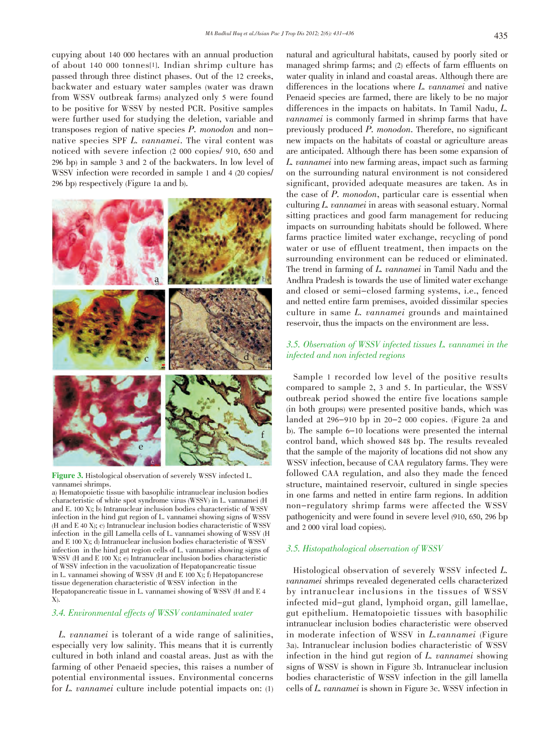cupying about 140 000 hectares with an annual production of about 140 000 tonnes[1]. Indian shrimp culture has passed through three distinct phases. Out of the 12 creeks, backwater and estuary water samples (water was drawn from WSSV outbreak farms) analyzed only 5 were found to be positive for WSSV by nested PCR. Positive samples were further used for studying the deletion, variable and transposes region of native species *P. monodon* and non-native species SPF *L. vannamei*. The viral content was noticed with severe infection (2 000 copies/ 910, 650 and 296 bp) in sample 3 and 2 of the backwaters. In low level of WSSV infection were recorded in sample 1 and 4 (20 copies/ 296 bp) respectively (Figure 1a and b).

**Figure 3.** Histological observation of severely WSSV infected L. vannamei shrimps.
a) Hematopoietic tissue with basophilic intranuclear inclusion bodies characteristic of white spot syndrome virus (WSSV) in L. vannamei (H and E. 100 X); b) Intranuclear inclusion bodies characteristic of WSSV infection in the hind gut region of L. vannamei showing signs of WSSV (H and E 40 X); c) Intranuclear inclusion bodies characteristic of WSSV infection in the gill Lamella cells of L. vannamei showing of WSSV (H and E 100 X); d) Intranuclear inclusion bodies characteristic of WSSV infection in the hind gut region cells of L. vannamei showing signs of WSSV (H and E 100 X); e) Intranuclear inclusion bodies characteristic of WSSV infection in the vacuolization of Hepatopancreatic tissue in L. vannamei showing of WSSV (H and E 100 X); f) Hepatopancrese tissue degeneration characteristic of WSSV infection in the Hepatopancreatic tissue in L. vannamei showing of WSSV (H and E 4 X).

### *3.4. Environmental effects of WSSV contaminated water*

*L. vannamei* is tolerant of a wide range of salinities, especially very low salinity. This means that it is currently cultured in both inland and coastal areas. Just as with the farming of other Penaeid species, this raises a number of potential environmental issues. Environmental concerns for *L. vannamei* culture include potential impacts on: (1) natural and agricultural habitats, caused by poorly sited or managed shrimp farms; and (2) effects of farm effluents on water quality in inland and coastal areas. Although there are differences in the locations where *L. vannamei* and native Penaeid species are farmed, there are likely to be no major differences in the impacts on habitats. In Tamil Nadu, *L. vannamei* is commonly farmed in shrimp farms that have previously produced *P. monodon*. Therefore, no significant new impacts on the habitats of coastal or agriculture areas are anticipated. Although there has been some expansion of *L. vannamei* into new farming areas, impact such as farming on the surrounding natural environment is not considered significant, provided adequate measures are taken. As in the case of *P. monodon*, particular care is essential when culturing *L. vannamei* in areas with seasonal estuary. Normal sitting practices and good farm management for reducing impacts on surrounding habitats should be followed. Where farms practice limited water exchange, recycling of pond water or use of effluent treatment, then impacts on the surrounding environment can be reduced or eliminated. The trend in farming of *L. vannamei* in Tamil Nadu and the Andhra Pradesh is towards the use of limited water exchange and closed or semi-closed farming systems, i.e., fenced and netted entire farm premises, avoided dissimilar species culture in same *L. vannamei* grounds and maintained reservoir, thus the impacts on the environment are less.

### *3.5. Observation of WSSV infected tissues L. vannamei in the infected and non infected regions*

Sample 1 recorded low level of the positive results compared to sample 2, 3 and 5. In particular, the WSSV outbreak period showed the entire five locations sample (in both groups) were presented positive bands, which was landed at 296–910 bp in 20–2 000 copies. (Figure 2a and b). The sample 6–10 locations were presented the internal control band, which showed 848 bp. The results revealed that the sample of the majority of locations did not show any WSSV infection, because of CAA regulatory farms. They were followed CAA regulation, and also they made the fenced structure, maintained reservoir, cultured in single species in one farms and netted in entire farm regions. In addition non-regulatory shrimp farms were affected the WSSV pathogenicity and were found in severe level (910, 650, 296 bp and 2 000 viral load copies).

### *3.5. Histopathological observation of WSSV*

Histological observation of severely WSSV infected *L. vannamei* shrimps revealed degenerated cells characterized by intranuclear inclusions in the tissues of WSSV infected mid-gut gland, lymphoid organ, gill lamellae, gut epithelium. Hematopoietic tissues with basophilic intranuclear inclusion bodies characteristic of WSSV were observed in moderate infection of WSSV in *L.vannamei* (Figure 3a). Intranuclear inclusion bodies characteristic of WSSV infection in the hind gut region of *L. vannamei* showing signs of WSSV is shown in Figure 3b. Intranuclear inclusion bodies characteristic of WSSV infection in the gill lamella cells of *L. vannamei* is shown in Figure 3c. WSSV infection in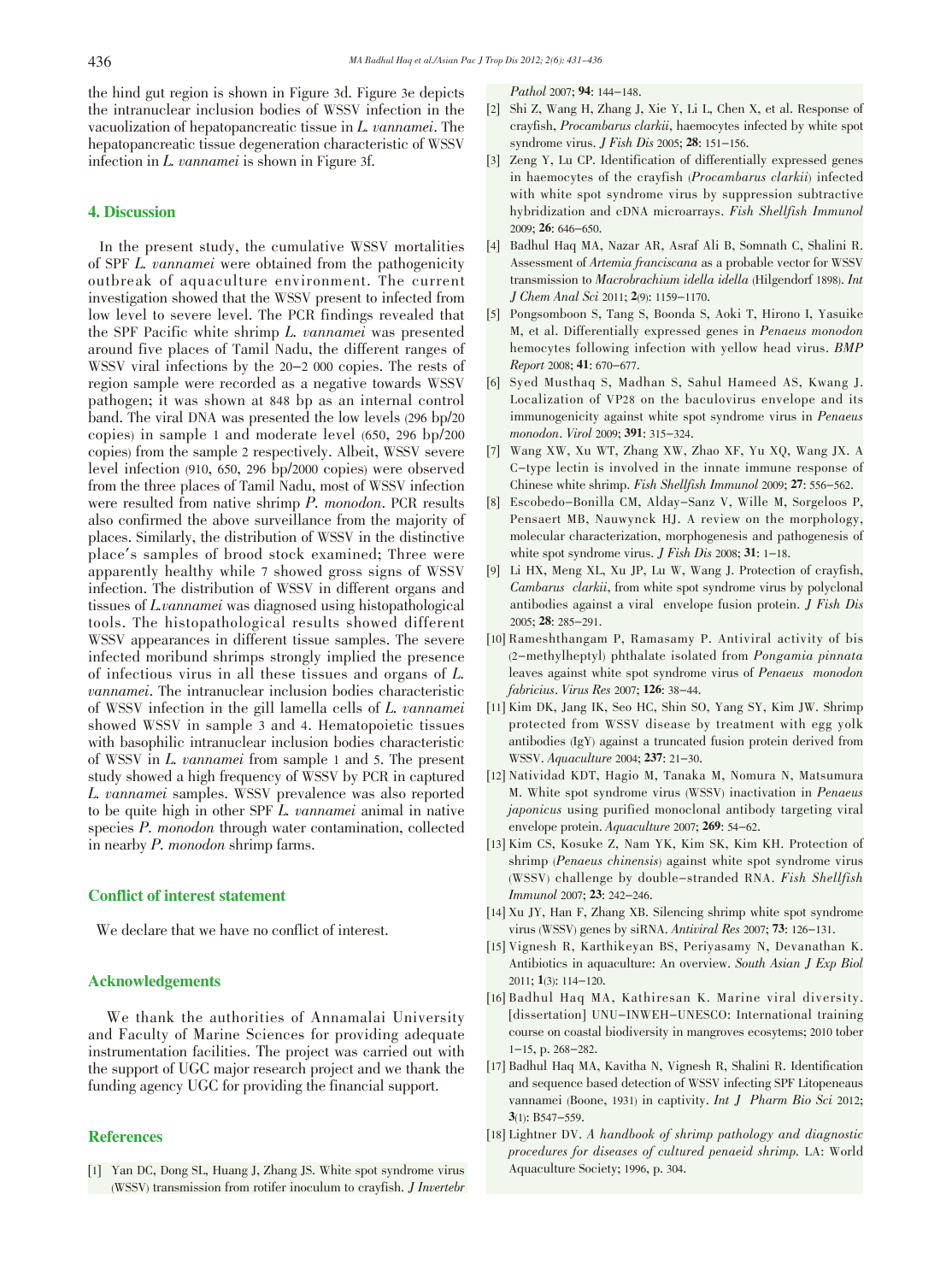the hind gut region is shown in Figure 3d. Figure 3e depicts the intranuclear inclusion bodies of WSSV infection in the vacuolization of hepatopancreatic tissue in *L. vannamei*. The hepatopancreatic tissue degeneration characteristic of WSSV infection in *L. vannamei* is shown in Figure 3f.

## 4. Discussion

In the present study, the cumulative WSSV mortalities of SPF *L. vannamei* were obtained from the pathogenicity outbreak of aquaculture environment. The current investigation showed that the WSSV present to infected from low level to severe level. The PCR findings revealed that the SPF Pacific white shrimp *L. vannamei* was presented around five places of Tamil Nadu, the different ranges of WSSV viral infections by the 20–2 000 copies. The rests of region sample were recorded as a negative towards WSSV pathogen; it was shown at 848 bp as an internal control band. The viral DNA was presented the low levels (296 bp/20 copies) in sample 1 and moderate level (650, 296 bp/200 copies) from the sample 2 respectively. Albeit, WSSV severe level infection (910, 650, 296 bp/2000 copies) were observed from the three places of Tamil Nadu, most of WSSV infection were resulted from native shrimp *P. monodon*. PCR results also confirmed the above surveillance from the majority of places. Similarly, the distribution of WSSV in the distinctive place's samples of brood stock examined; Three were apparently healthy while 7 showed gross signs of WSSV infection. The distribution of WSSV in different organs and tissues of *L.vannamei* was diagnosed using histopathological tools. The histopathological results showed different WSSV appearances in different tissue samples. The severe infected moribund shrimps strongly implied the presence of infectious virus in all these tissues and organs of *L. vannamei*. The intranuclear inclusion bodies characteristic of WSSV infection in the gill lamella cells of *L. vannamei* showed WSSV in sample 3 and 4. Hematopoietic tissues with basophilic intranuclear inclusion bodies characteristic of WSSV in *L. vannamei* from sample 1 and 5. The present study showed a high frequency of WSSV by PCR in captured *L. vannamei* samples. WSSV prevalence was also reported to be quite high in other SPF *L. vannamei* animal in native species *P. monodon* through water contamination, collected in nearby *P. monodon* shrimp farms.

## Conflict of interest statement

We declare that we have no conflict of interest.

## Acknowledgements

We thank the authorities of Annamalai University and Faculty of Marine Sciences for providing adequate instrumentation facilities. The project was carried out with the support of UGC major research project and we thank the funding agency UGC for providing the financial support.

## References

[1] Yan DC, Dong SL, Huang J, Zhang JS. White spot syndrome virus (WSSV) transmission from rotifer inoculum to crayfish. *J Invertebr Pathol* 2007; **94**: 144–148.

[2] Shi Z, Wang H, Zhang J, Xie Y, Li L, Chen X, et al. Response of crayfish, *Procambarus clarkii*, haemocytes infected by white spot syndrome virus. *J Fish Dis* 2005; **28**: 151–156.

[3] Zeng Y, Lu CP. Identification of differentially expressed genes in haemocytes of the crayfish (*Procambarus clarkii*) infected with white spot syndrome virus by suppression subtractive hybridization and cDNA microarrays. *Fish Shellfish Immunol* 2009; **26**: 646–650.

[4] Badhul Haq MA, Nazar AR, Asraf Ali B, Somnath C, Shalini R. Assessment of *Artemia franciscana* as a probable vector for WSSV transmission to *Macrobrachium idella idella* (Hilgendorf 1898). *Int J Chem Anal Sci* 2011; **2**(9): 1159–1170.

[5] Pongsomboon S, Tang S, Boonda S, Aoki T, Hirono I, Yasuike M, et al. Differentially expressed genes in *Penaeus monodon* hemocytes following infection with yellow head virus. *BMP Report* 2008; **41**: 670–677.

[6] Syed Musthaq S, Madhan S, Sahul Hameed AS, Kwang J. Localization of VP28 on the baculovirus envelope and its immunogenicity against white spot syndrome virus in *Penaeus monodon*. *Virol* 2009; **391**: 315–324.

[7] Wang XW, Xu WT, Zhang XW, Zhao XF, Yu XQ, Wang JX. A C-type lectin is involved in the innate immune response of Chinese white shrimp. *Fish Shellfish Immunol* 2009; **27**: 556–562.

[8] Escobedo-Bonilla CM, Alday-Sanz V, Wille M, Sorgeloos P, Pensaert MB, Nauwynck HJ. A review on the morphology, molecular characterization, morphogenesis and pathogenesis of white spot syndrome virus. *J Fish Dis* 2008; **31**: 1–18.

[9] Li HX, Meng XL, Xu JP, Lu W, Wang J. Protection of crayfish, *Cambarus clarkii*, from white spot syndrome virus by polyclonal antibodies against a viral envelope fusion protein. *J Fish Dis* 2005; **28**: 285–291.

[10] Rameshthangam P, Ramasamy P. Antiviral activity of bis (2-methylheptyl) phthalate isolated from *Pongamia pinnata* leaves against white spot syndrome virus of *Penaeus monodon fabricius*. *Virus Res* 2007; **126**: 38–44.

[11] Kim DK, Jang IK, Seo HC, Shin SO, Yang SY, Kim JW. Shrimp protected from WSSV disease by treatment with egg yolk antibodies (IgY) against a truncated fusion protein derived from WSSV. *Aquaculture* 2004; **237**: 21–30.

[12] Natividad KDT, Hagio M, Tanaka M, Nomura N, Matsumura M. White spot syndrome virus (WSSV) inactivation in *Penaeus japonicus* using purified monoclonal antibody targeting viral envelope protein. *Aquaculture* 2007; **269**: 54–62.

[13] Kim CS, Kosuke Z, Nam YK, Kim SK, Kim KH. Protection of shrimp (*Penaeus chinensis*) against white spot syndrome virus (WSSV) challenge by double-stranded RNA. *Fish Shellfish Immunol* 2007; **23**: 242–246.

[14] Xu JY, Han F, Zhang XB. Silencing shrimp white spot syndrome virus (WSSV) genes by siRNA. *Antiviral Res* 2007; **73**: 126–131.

[15] Vignesh R, Karthikeyan BS, Periyasamy N, Devanathan K. Antibiotics in aquaculture: An overview. *South Asian J Exp Biol* 2011; **1**(3): 114–120.

[16] Badhul Haq MA, Kathiresan K. Marine viral diversity. [dissertation] UNU-INWEH-UNESCO: International training course on coastal biodiversity in mangroves ecosytems; 2010 tober 1–15, p. 268–282.

[17] Badhul Haq MA, Kavitha N, Vignesh R, Shalini R. Identification and sequence based detection of WSSV infecting SPF Litopeneaus vannamei (Boone, 1931) in captivity. *Int J Pharm Bio Sci* 2012; **3**(1): B547–559.

[18] Lightner DV. *A handbook of shrimp pathology and diagnostic procedures for diseases of cultured penaeid shrimp.* LA: World Aquaculture Society; 1996, p. 304.